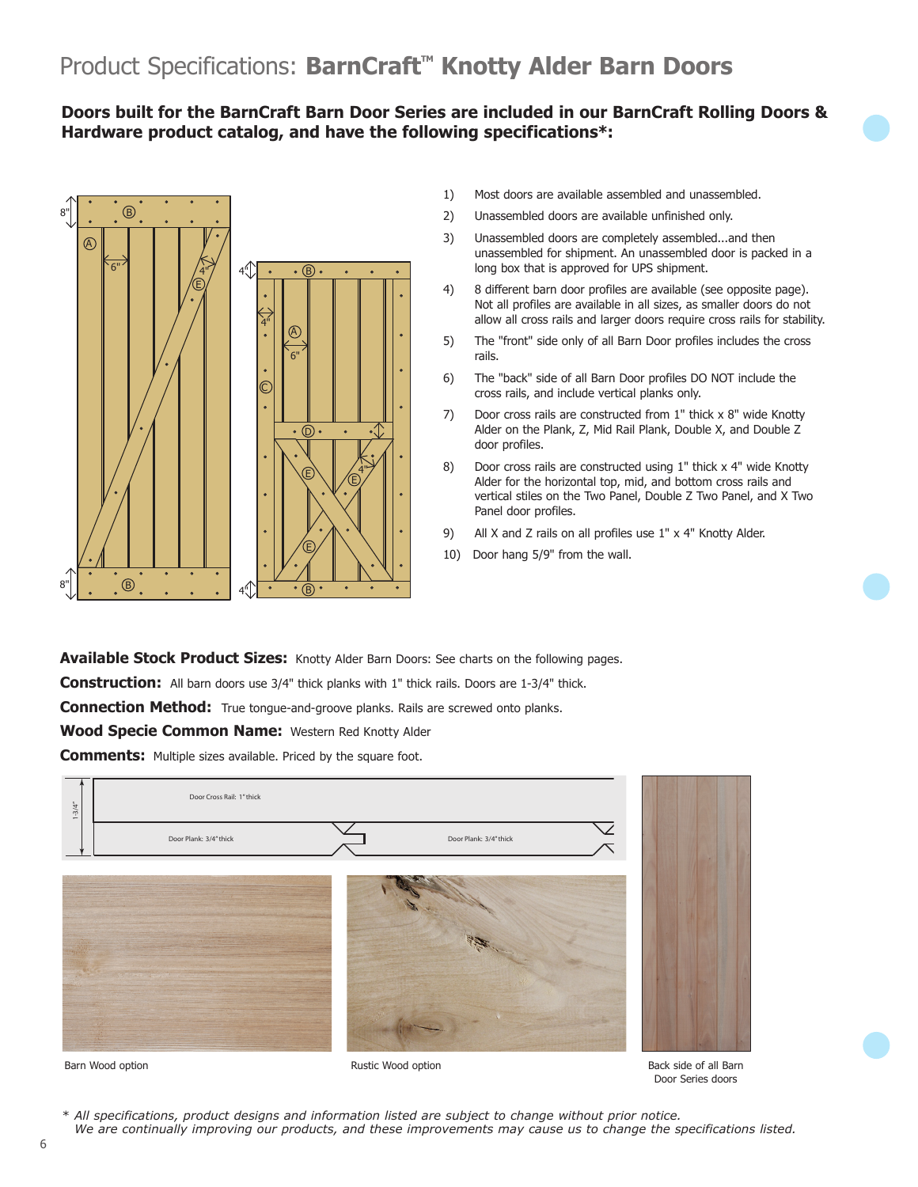# Product Specifications: **BarnCraft™ Knotty Alder Barn Doors**

**Doors built for the BarnCraft Barn Door Series are included in our BarnCraft Rolling Doors & Hardware product catalog, and have the following specifications*:**

1) Most doors are available assembled and unassembled.
2) Unassembled doors are available unfinished only.
3) Unassembled doors are completely assembled...and then unassembled for shipment. An unassembled door is packed in a long box that is approved for UPS shipment.
4) 8 different barn door profiles are available (see opposite page). Not all profiles are available in all sizes, as smaller doors do not allow all cross rails and larger doors require cross rails for stability.
5) The "front" side only of all Barn Door profiles includes the cross rails.
6) The "back" side of all Barn Door profiles DO NOT include the cross rails, and include vertical planks only.
7) Door cross rails are constructed from 1" thick x 8" wide Knotty Alder on the Plank, Z, Mid Rail Plank, Double X, and Double Z door profiles.
8) Door cross rails are constructed using 1" thick x 4" wide Knotty Alder for the horizontal top, mid, and bottom cross rails and vertical stiles on the Two Panel, Double Z Two Panel, and X Two Panel door profiles.
9) All X and Z rails on all profiles use 1" x 4" Knotty Alder.
10) Door hang 5/9" from the wall.

**Available Stock Product Sizes:** Knotty Alder Barn Doors: See charts on the following pages.

**Construction:** All barn doors use 3/4" thick planks with 1" thick rails. Doors are 1-3/4" thick.

**Connection Method:** True tongue-and-groove planks. Rails are screwed onto planks.

**Wood Specie Common Name:** Western Red Knotty Alder

**Comments:** Multiple sizes available. Priced by the square foot.

Barn Wood option

Rustic Wood option

Back side of all Barn Door Series doors

*\* All specifications, product designs and information listed are subject to change without prior notice. We are continually improving our products, and these improvements may cause us to change the specifications listed.*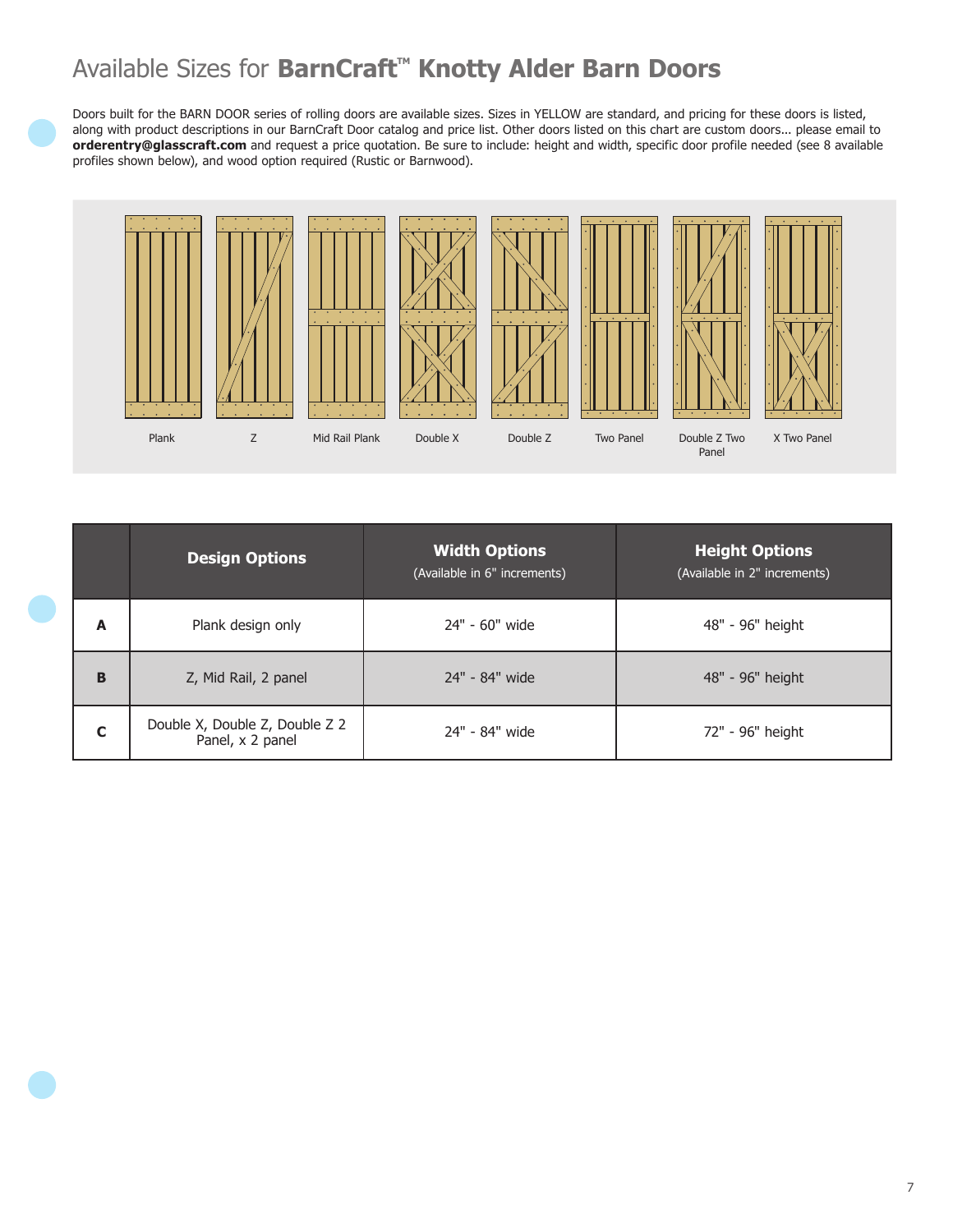# Available Sizes for **BarnCraft™ Knotty Alder Barn Doors**

Doors built for the BARN DOOR series of rolling doors are available sizes. Sizes in YELLOW are standard, and pricing for these doors is listed, along with product descriptions in our BarnCraft Door catalog and price list. Other doors listed on this chart are custom doors... please email to **orderentry@glasscraft.com** and request a price quotation. Be sure to include: height and width, specific door profile needed (see 8 available profiles shown below), and wood option required (Rustic or Barnwood).

Plank

Z

Mid Rail Plank

Double X

Double Z

Two Panel

Double Z Two Panel

X Two Panel

| | Design Options | Width Options (Available in 6" increments) | Height Options (Available in 2" increments) |
|---|---|---|---|
| **A** | Plank design only | 24" - 60" wide | 48" - 96" height |
| **B** | Z, Mid Rail, 2 panel | 24" - 84" wide | 48" - 96" height |
| **C** | Double X, Double Z, Double Z 2 Panel, x 2 panel | 24" - 84" wide | 72" - 96" height |